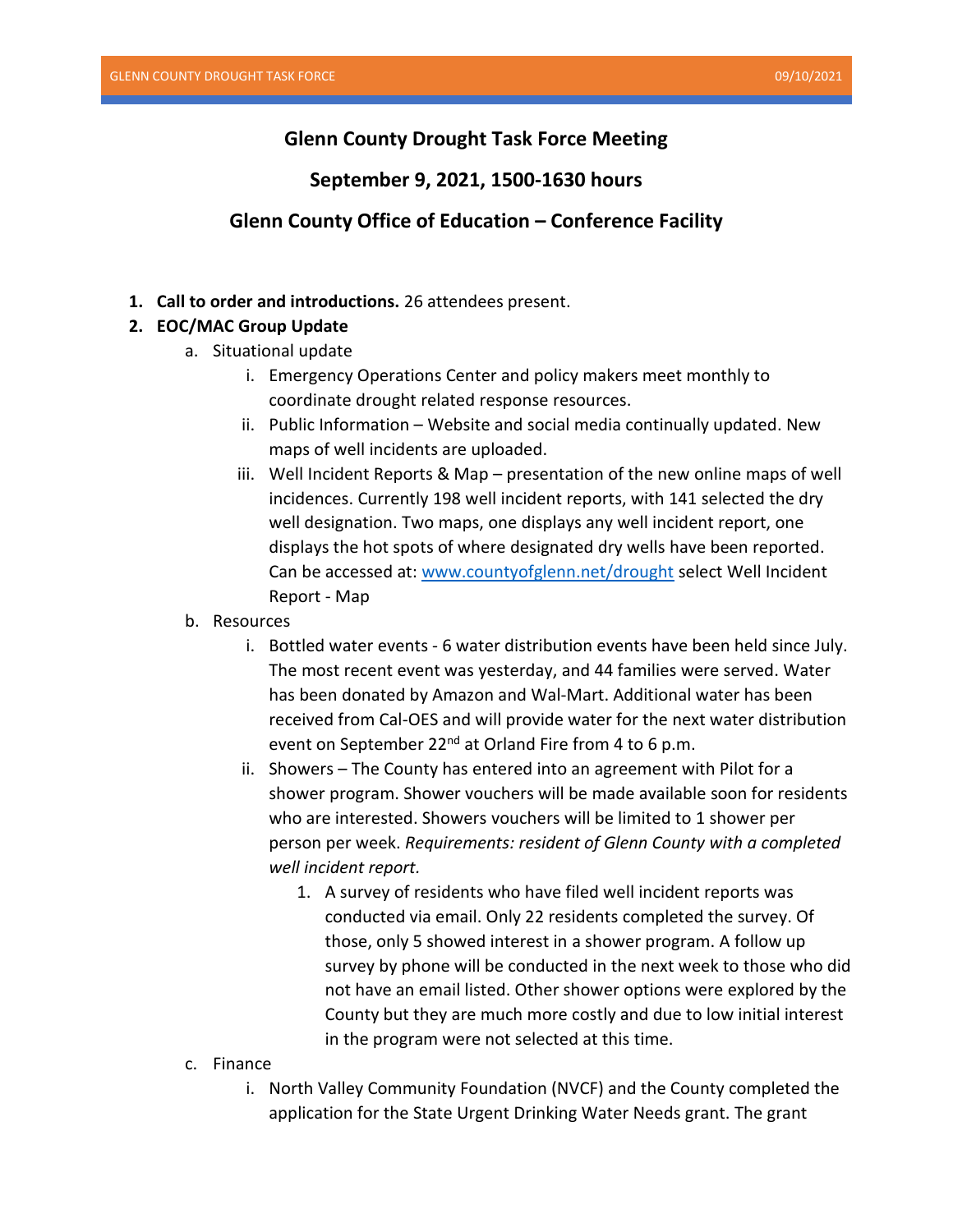## Glenn County Drought Task Force Meeting

## September 9, 2021, 1500-1630 hours

## Glenn County Office of Education – Conference Facility

1. **Call to order and introductions.** 26 attendees present.
2. **EOC/MAC Group Update**
   a. Situational update
      i. Emergency Operations Center and policy makers meet monthly to coordinate drought related response resources.
      ii. Public Information – Website and social media continually updated. New maps of well incidents are uploaded.
      iii. Well Incident Reports & Map – presentation of the new online maps of well incidences. Currently 198 well incident reports, with 141 selected the dry well designation. Two maps, one displays any well incident report, one displays the hot spots of where designated dry wells have been reported. Can be accessed at: [www.countyofglenn.net/drought](www.countyofglenn.net/drought) select Well Incident Report - Map
   b. Resources
      i. Bottled water events - 6 water distribution events have been held since July. The most recent event was yesterday, and 44 families were served. Water has been donated by Amazon and Wal-Mart. Additional water has been received from Cal-OES and will provide water for the next water distribution event on September 22nd at Orland Fire from 4 to 6 p.m.
      ii. Showers – The County has entered into an agreement with Pilot for a shower program. Shower vouchers will be made available soon for residents who are interested. Showers vouchers will be limited to 1 shower per person per week. *Requirements: resident of Glenn County with a completed well incident report.*
         1. A survey of residents who have filed well incident reports was conducted via email. Only 22 residents completed the survey. Of those, only 5 showed interest in a shower program. A follow up survey by phone will be conducted in the next week to those who did not have an email listed. Other shower options were explored by the County but they are much more costly and due to low initial interest in the program were not selected at this time.
   c. Finance
      i. North Valley Community Foundation (NVCF) and the County completed the application for the State Urgent Drinking Water Needs grant. The grant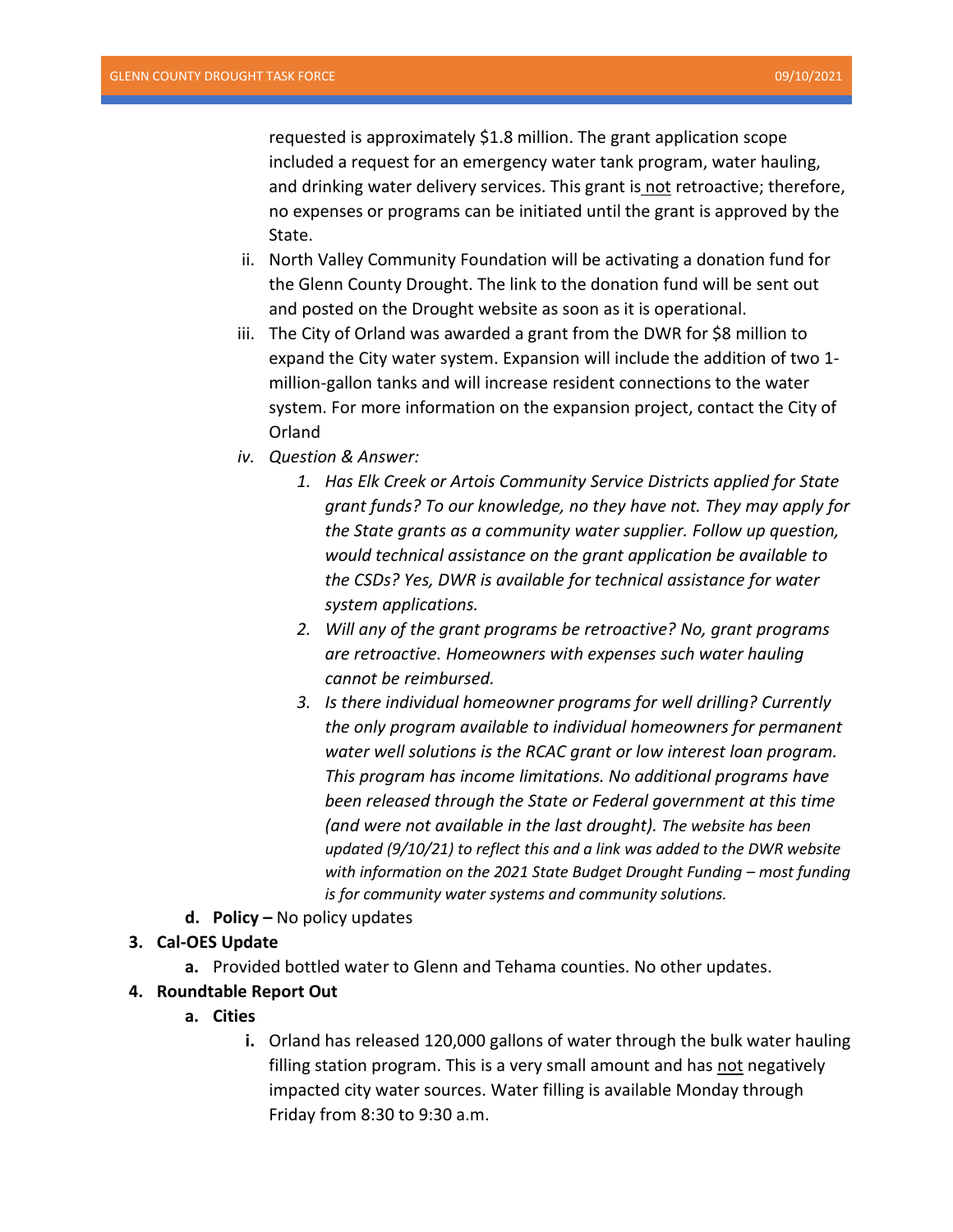requested is approximately $1.8 million. The grant application scope included a request for an emergency water tank program, water hauling, and drinking water delivery services. This grant is <u>not</u> retroactive; therefore, no expenses or programs can be initiated until the grant is approved by the State.

   ii. North Valley Community Foundation will be activating a donation fund for the Glenn County Drought. The link to the donation fund will be sent out and posted on the Drought website as soon as it is operational.

   iii. The City of Orland was awarded a grant from the DWR for $8 million to expand the City water system. Expansion will include the addition of two 1-million-gallon tanks and will increase resident connections to the water system. For more information on the expansion project, contact the City of Orland

   iv. *Question & Answer:*

      1. *Has Elk Creek or Artois Community Service Districts applied for State grant funds? To our knowledge, no they have not. They may apply for the State grants as a community water supplier. Follow up question, would technical assistance on the grant application be available to the CSDs? Yes, DWR is available for technical assistance for water system applications.*
      2. *Will any of the grant programs be retroactive? No, grant programs are retroactive. Homeowners with expenses such water hauling cannot be reimbursed.*
      3. *Is there individual homeowner programs for well drilling? Currently the only program available to individual homeowners for permanent water well solutions is the RCAC grant or low interest loan program. This program has income limitations. No additional programs have been released through the State or Federal government at this time (and were not available in the last drought). The website has been updated (9/10/21) to reflect this and a link was added to the DWR website with information on the 2021 State Budget Drought Funding – most funding is for community water systems and community solutions.*

d. **Policy –** No policy updates

3. **Cal-OES Update**
   a. Provided bottled water to Glenn and Tehama counties. No other updates.

4. **Roundtable Report Out**
   a. **Cities**
      i. Orland has released 120,000 gallons of water through the bulk water hauling filling station program. This is a very small amount and has <u>not</u> negatively impacted city water sources. Water filling is available Monday through Friday from 8:30 to 9:30 a.m.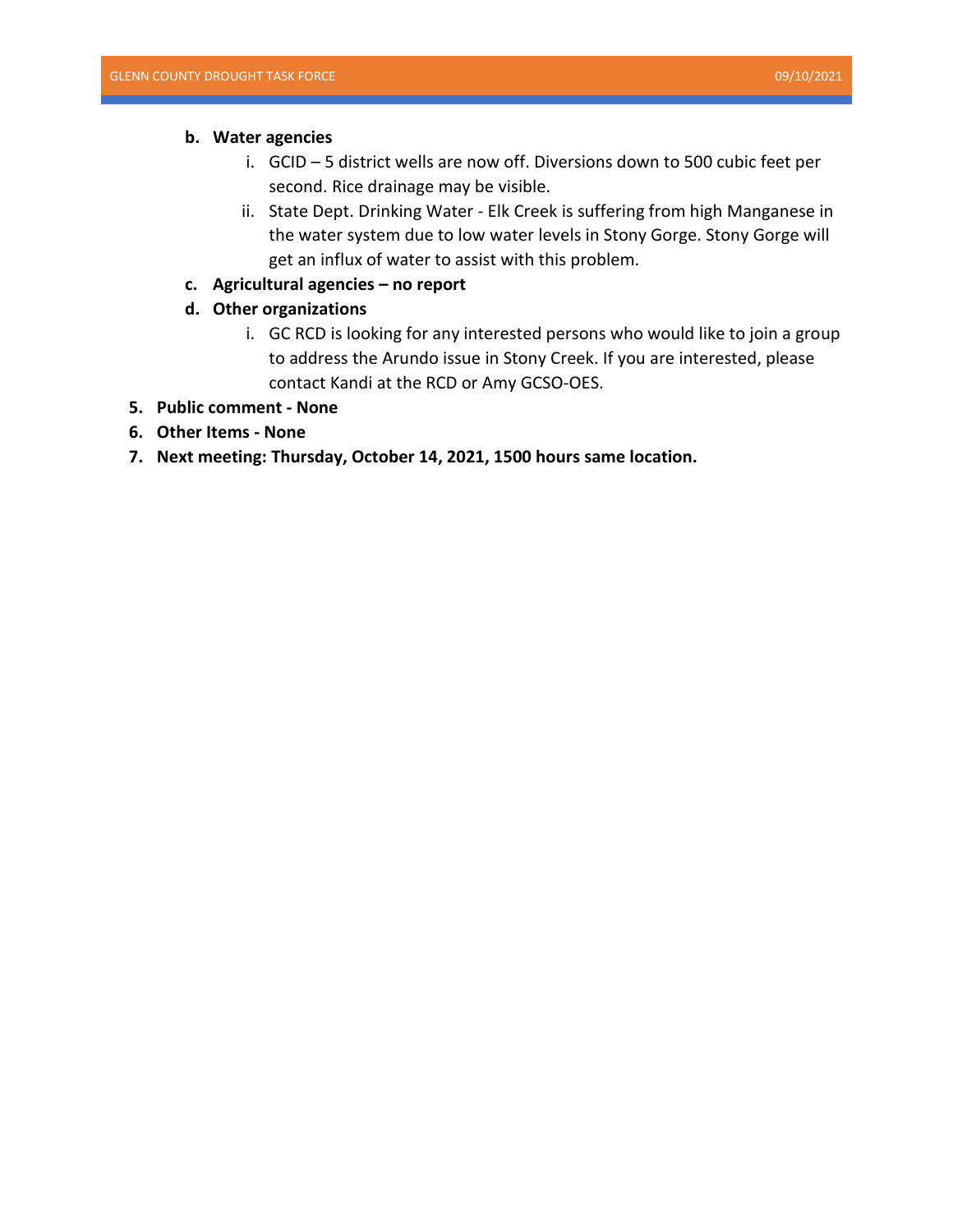- **b. Water agencies**
    - i. GCID – 5 district wells are now off. Diversions down to 500 cubic feet per second. Rice drainage may be visible.
    - ii. State Dept. Drinking Water - Elk Creek is suffering from high Manganese in the water system due to low water levels in Stony Gorge. Stony Gorge will get an influx of water to assist with this problem.
- **c. Agricultural agencies – no report**
- **d. Other organizations**
    - i. GC RCD is looking for any interested persons who would like to join a group to address the Arundo issue in Stony Creek. If you are interested, please contact Kandi at the RCD or Amy GCSO-OES.

5. **Public comment - None**
6. **Other Items - None**
7. **Next meeting: Thursday, October 14, 2021, 1500 hours same location.**